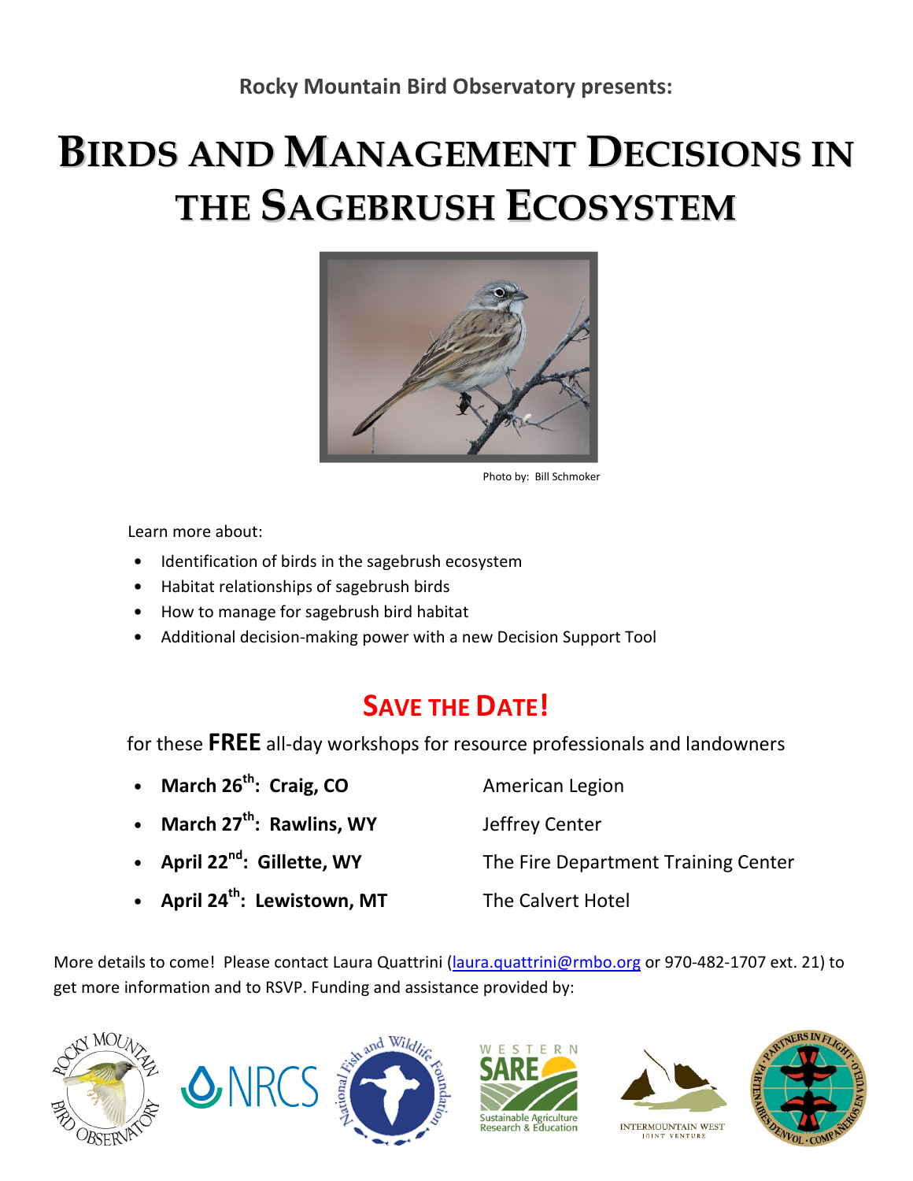**Rocky Mountain Bird Observatory presents:**

# Birds and Management Decisions in the Sagebrush Ecosystem

Photo by: Bill Schmoker

Learn more about:

- Identification of birds in the sagebrush ecosystem
- Habitat relationships of sagebrush birds
- How to manage for sagebrush bird habitat
- Additional decision-making power with a new Decision Support Tool

## Save the Date!

for these **FREE** all-day workshops for resource professionals and landowners

- **March 26th: Craig, CO** — American Legion
- **March 27th: Rawlins, WY** — Jeffrey Center
- **April 22nd: Gillette, WY** — The Fire Department Training Center
- **April 24th: Lewistown, MT** — The Calvert Hotel

More details to come! Please contact Laura Quattrini (laura.quattrini@rmbo.org or 970-482-1707 ext. 21) to get more information and to RSVP. Funding and assistance provided by:

Rocky Mountain Bird Observatory | NRCS | National Fish and Wildlife Foundation | Western SARE Sustainable Agriculture Research & Education | Intermountain West Joint Venture | Partners in Flight · Partenaires d'envol · Compañeros en Vuelo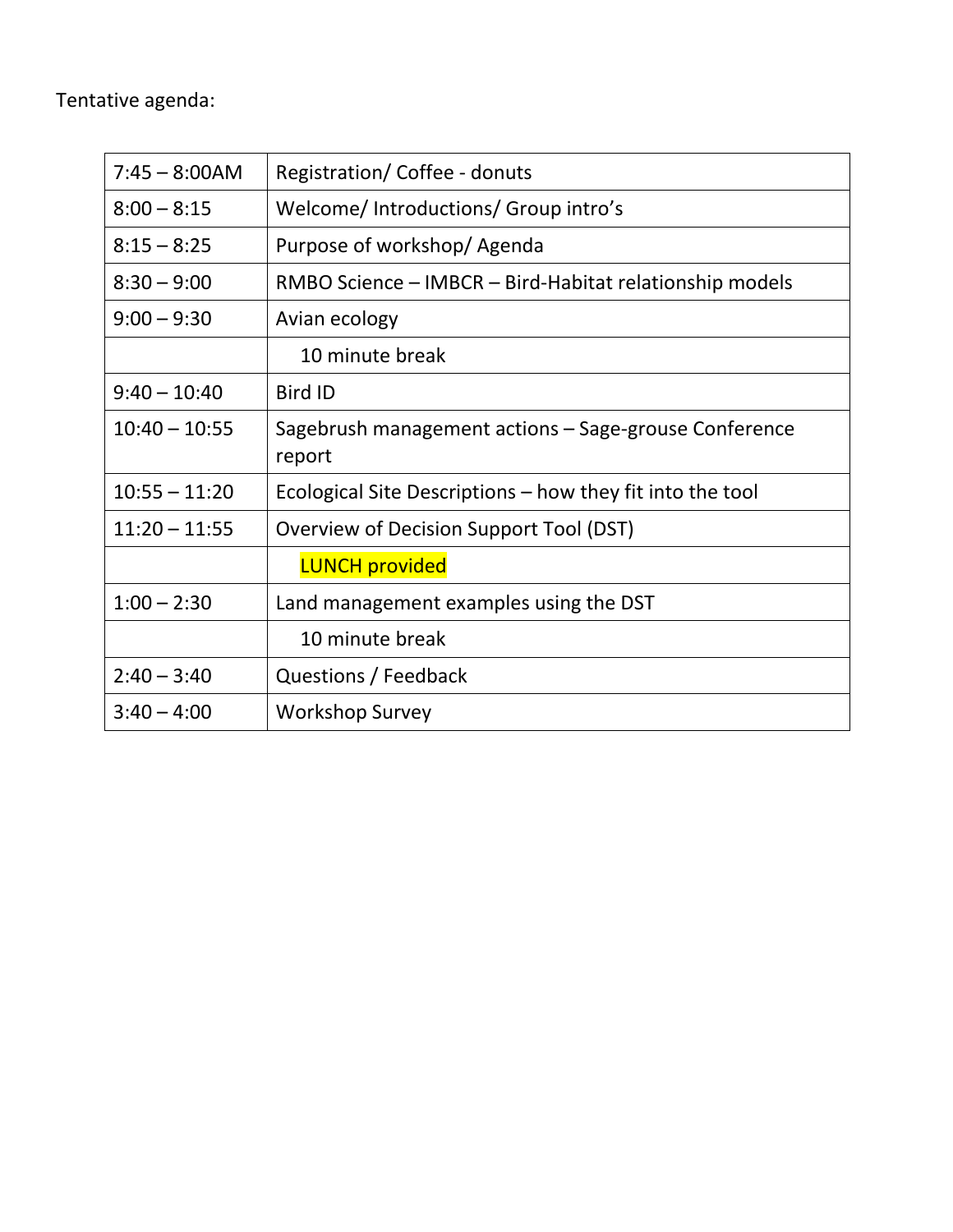Tentative agenda:

| | |
|---|---|
| 7:45 – 8:00AM | Registration/ Coffee - donuts |
| 8:00 – 8:15 | Welcome/ Introductions/ Group intro's |
| 8:15 – 8:25 | Purpose of workshop/ Agenda |
| 8:30 – 9:00 | RMBO Science – IMBCR – Bird-Habitat relationship models |
| 9:00 – 9:30 | Avian ecology |
| | 10 minute break |
| 9:40 – 10:40 | Bird ID |
| 10:40 – 10:55 | Sagebrush management actions – Sage-grouse Conference report |
| 10:55 – 11:20 | Ecological Site Descriptions – how they fit into the tool |
| 11:20 – 11:55 | Overview of Decision Support Tool (DST) |
| | LUNCH provided |
| 1:00 – 2:30 | Land management examples using the DST |
| | 10 minute break |
| 2:40 – 3:40 | Questions / Feedback |
| 3:40 – 4:00 | Workshop Survey |